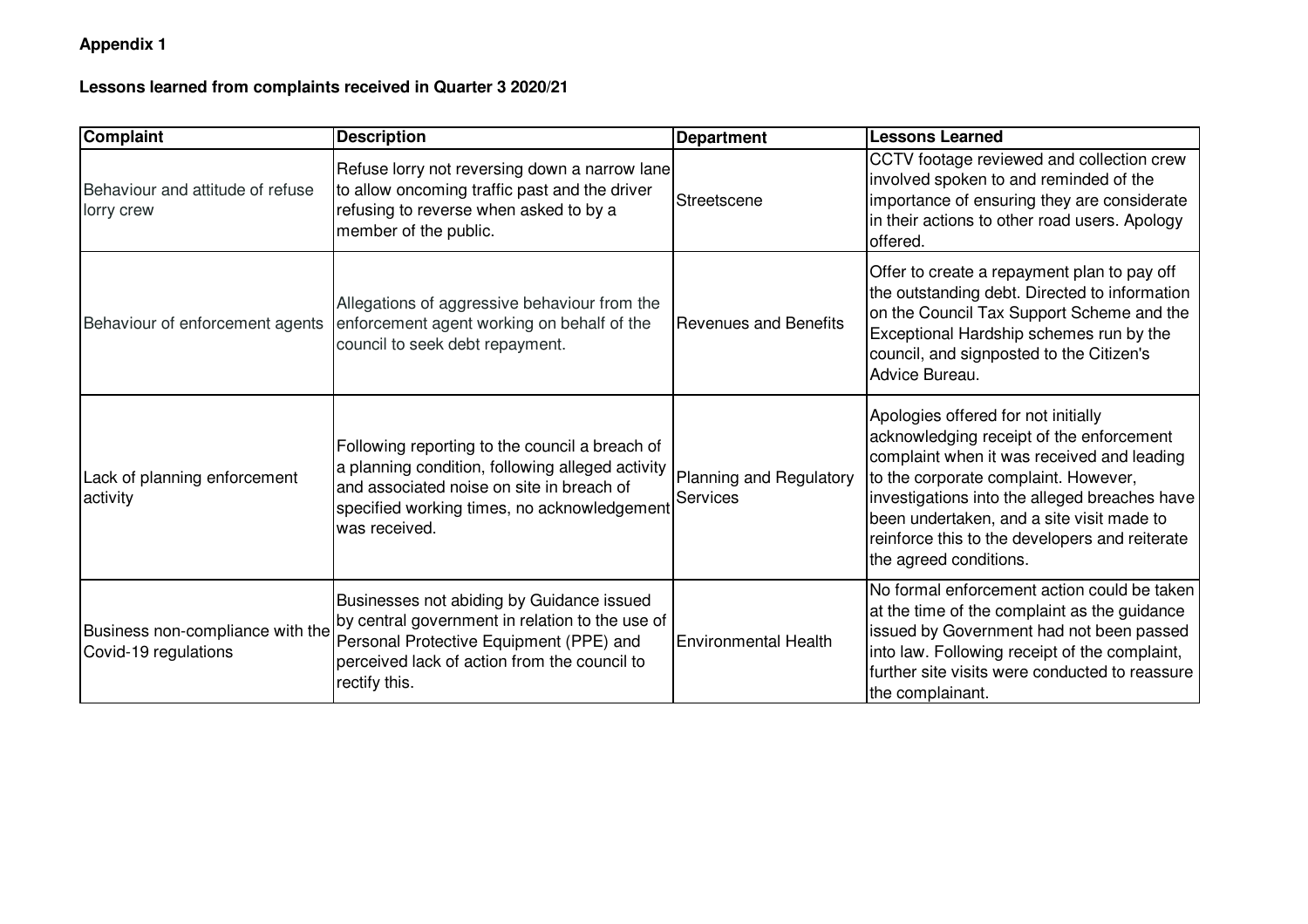**Appendix 1**

**Lessons learned from complaints received in Quarter 3 2020/21**

| Complaint | Description | Department | Lessons Learned |
|---|---|---|---|
| Behaviour and attitude of refuse lorry crew | Refuse lorry not reversing down a narrow lane to allow oncoming traffic past and the driver refusing to reverse when asked to by a member of the public. | Streetscene | CCTV footage reviewed and collection crew involved spoken to and reminded of the importance of ensuring they are considerate in their actions to other road users. Apology offered. |
| Behaviour of enforcement agents | Allegations of aggressive behaviour from the enforcement agent working on behalf of the council to seek debt repayment. | Revenues and Benefits | Offer to create a repayment plan to pay off the outstanding debt. Directed to information on the Council Tax Support Scheme and the Exceptional Hardship schemes run by the council, and signposted to the Citizen's Advice Bureau. |
| Lack of planning enforcement activity | Following reporting to the council a breach of a planning condition, following alleged activity and associated noise on site in breach of specified working times, no acknowledgement was received. | Planning and Regulatory Services | Apologies offered for not initially acknowledging receipt of the enforcement complaint when it was received and leading to the corporate complaint. However, investigations into the alleged breaches have been undertaken, and a site visit made to reinforce this to the developers and reiterate the agreed conditions. |
| Business non-compliance with the Covid-19 regulations | Businesses not abiding by Guidance issued by central government in relation to the use of Personal Protective Equipment (PPE) and perceived lack of action from the council to rectify this. | Environmental Health | No formal enforcement action could be taken at the time of the complaint as the guidance issued by Government had not been passed into law. Following receipt of the complaint, further site visits were conducted to reassure the complainant. |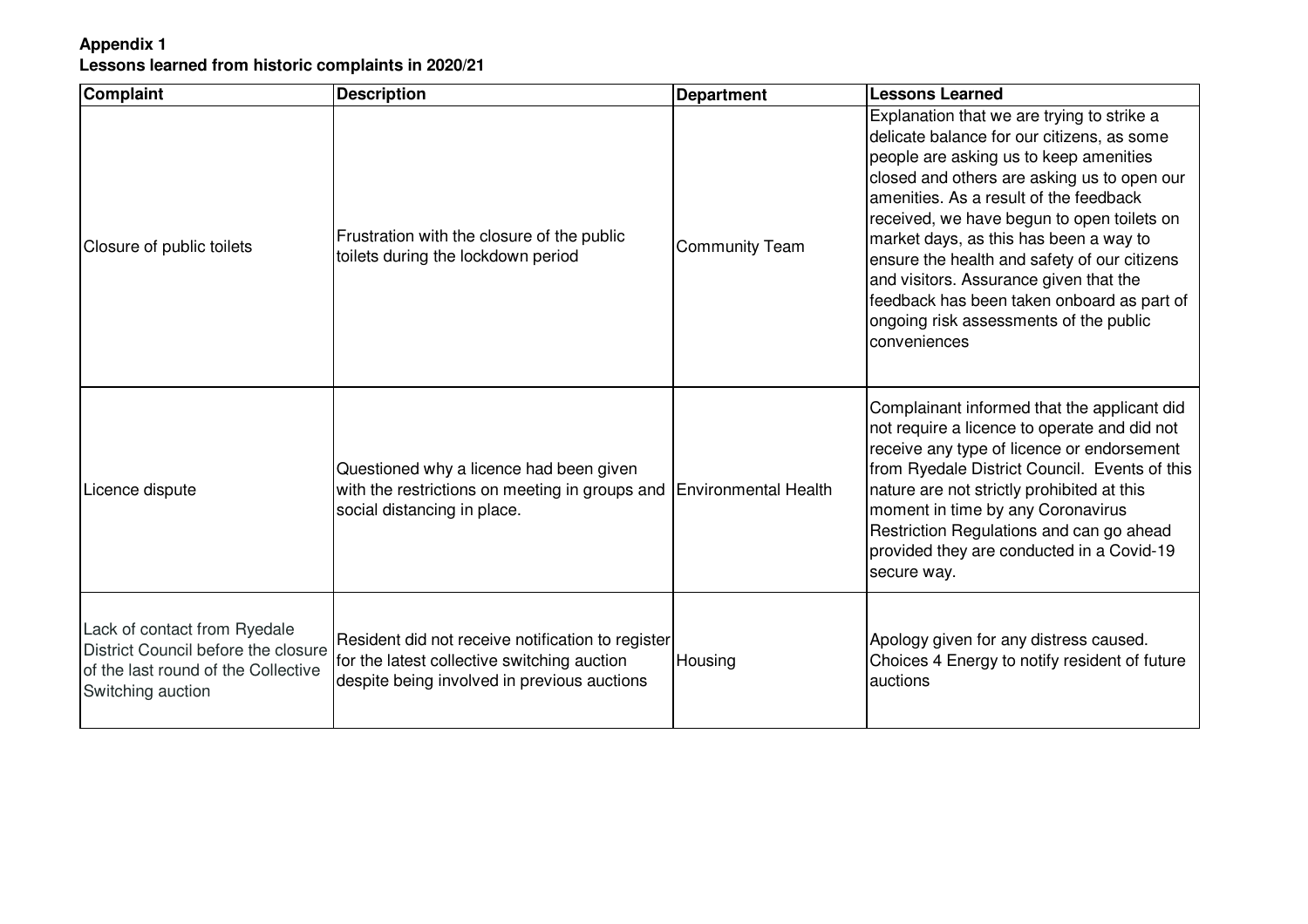**Appendix 1**
**Lessons learned from historic complaints in 2020/21**

| Complaint | Description | Department | Lessons Learned |
|---|---|---|---|
| Closure of public toilets | Frustration with the closure of the public toilets during the lockdown period | Community Team | Explanation that we are trying to strike a delicate balance for our citizens, as some people are asking us to keep amenities closed and others are asking us to open our amenities. As a result of the feedback received, we have begun to open toilets on market days, as this has been a way to ensure the health and safety of our citizens and visitors. Assurance given that the feedback has been taken onboard as part of ongoing risk assessments of the public conveniences |
| Licence dispute | Questioned why a licence had been given with the restrictions on meeting in groups and social distancing in place. | Environmental Health | Complainant informed that the applicant did not require a licence to operate and did not receive any type of licence or endorsement from Ryedale District Council. Events of this nature are not strictly prohibited at this moment in time by any Coronavirus Restriction Regulations and can go ahead provided they are conducted in a Covid-19 secure way. |
| Lack of contact from Ryedale District Council before the closure of the last round of the Collective Switching auction | Resident did not receive notification to register for the latest collective switching auction despite being involved in previous auctions | Housing | Apology given for any distress caused. Choices 4 Energy to notify resident of future auctions |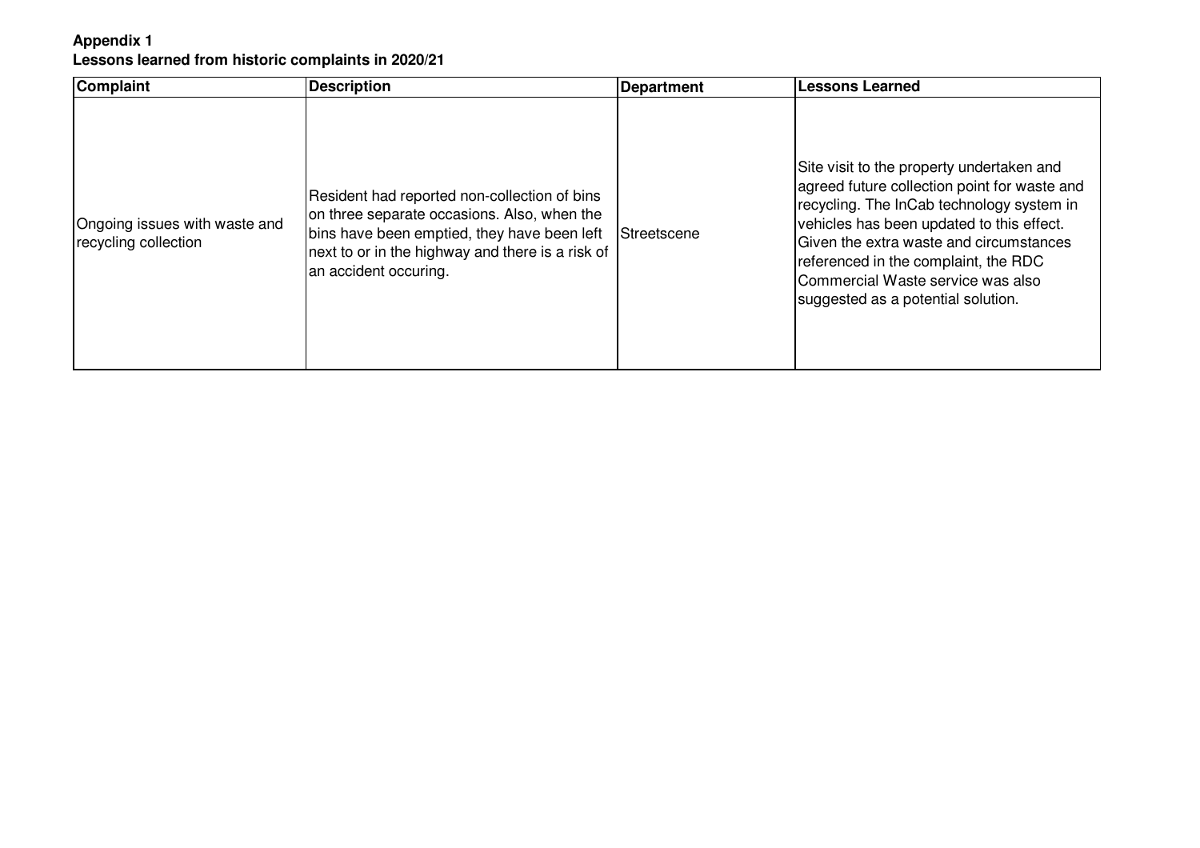**Appendix 1**
**Lessons learned from historic complaints in 2020/21**

| Complaint | Description | Department | Lessons Learned |
|---|---|---|---|
| Ongoing issues with waste and recycling collection | Resident had reported non-collection of bins on three separate occasions. Also, when the bins have been emptied, they have been left next to or in the highway and there is a risk of an accident occuring. | Streetscene | Site visit to the property undertaken and agreed future collection point for waste and recycling. The InCab technology system in vehicles has been updated to this effect. Given the extra waste and circumstances referenced in the complaint, the RDC Commercial Waste service was also suggested as a potential solution. |